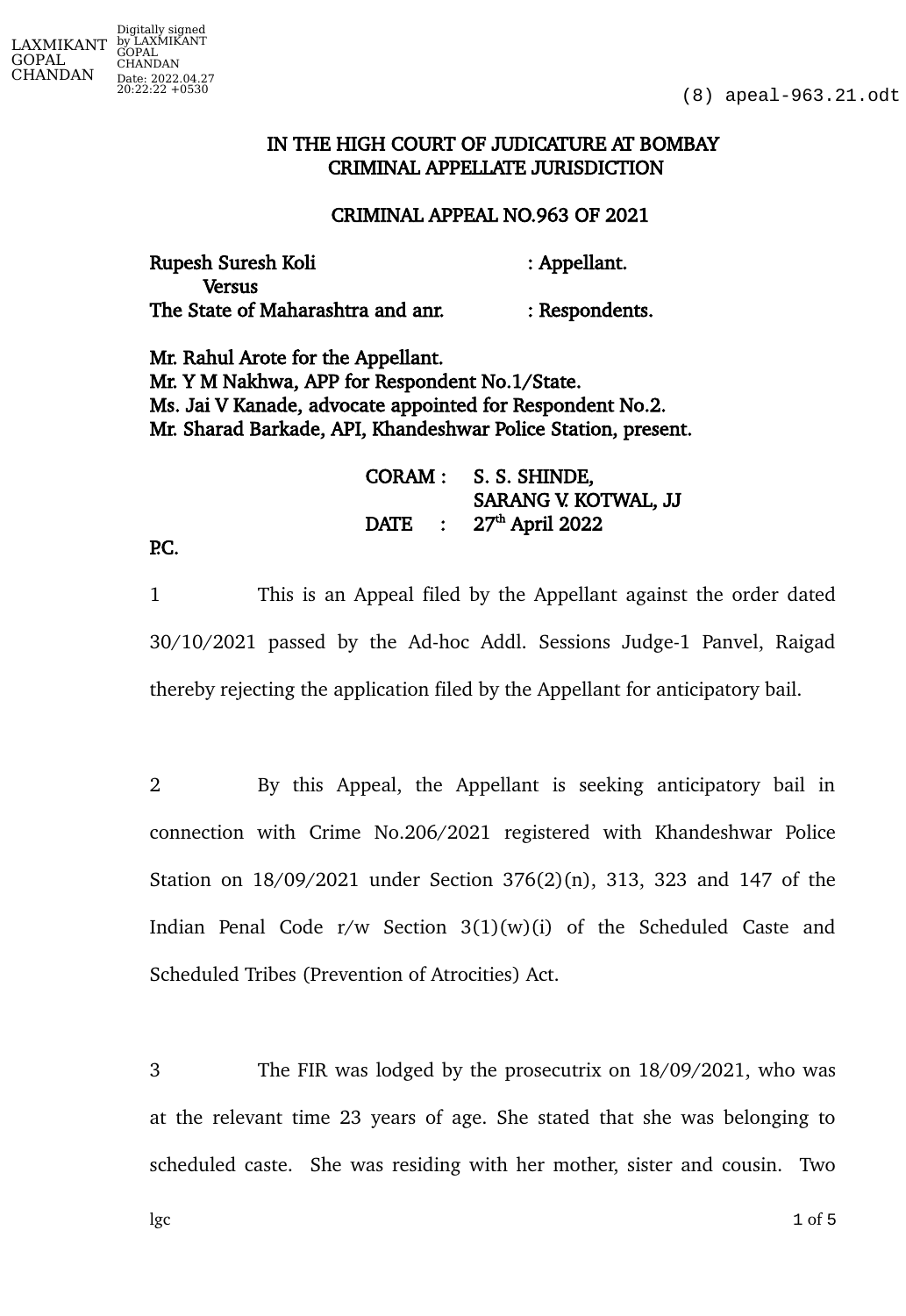# IN THE HIGH COURT OF JUDICATURE AT BOMBAY
## CRIMINAL APPELLATE JURISDICTION

### CRIMINAL APPEAL NO.963 OF 2021

Rupesh Suresh Koli : Appellant.
Versus
The State of Maharashtra and anr. : Respondents.

Mr. Rahul Arote for the Appellant.
Mr. Y M Nakhwa, APP for Respondent No.1/State.
Ms. Jai V Kanade, advocate appointed for Respondent No.2.
Mr. Sharad Barkade, API, Khandeshwar Police Station, present.

CORAM : S. S. SHINDE,
SARANG V. KOTWAL, JJ
DATE : 27th April 2022

P.C.

1 This is an Appeal filed by the Appellant against the order dated 30/10/2021 passed by the Ad-hoc Addl. Sessions Judge-1 Panvel, Raigad thereby rejecting the application filed by the Appellant for anticipatory bail.

2 By this Appeal, the Appellant is seeking anticipatory bail in connection with Crime No.206/2021 registered with Khandeshwar Police Station on 18/09/2021 under Section 376(2)(n), 313, 323 and 147 of the Indian Penal Code r/w Section 3(1)(w)(i) of the Scheduled Caste and Scheduled Tribes (Prevention of Atrocities) Act.

3 The FIR was lodged by the prosecutrix on 18/09/2021, who was at the relevant time 23 years of age. She stated that she was belonging to scheduled caste. She was residing with her mother, sister and cousin. Two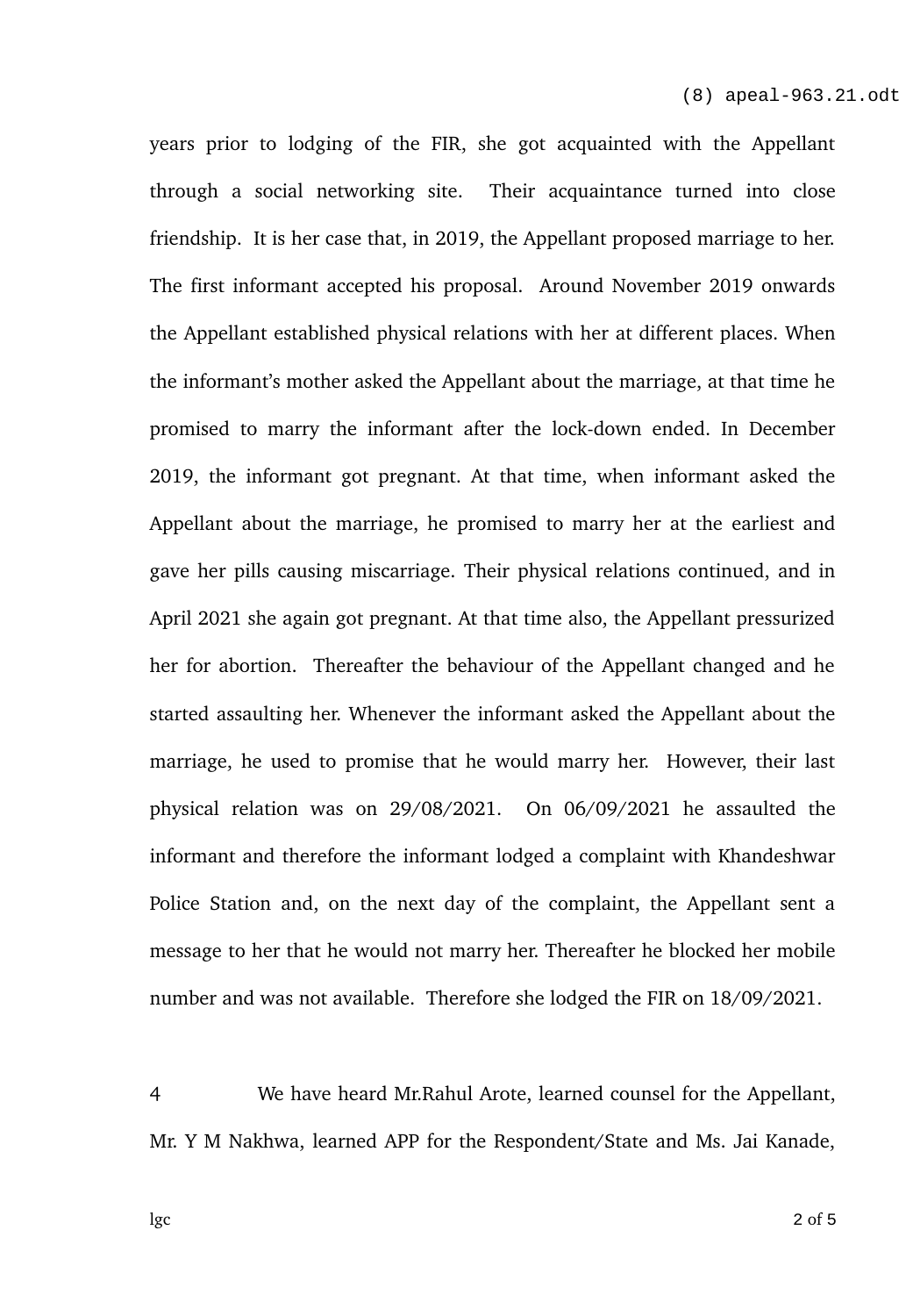years prior to lodging of the FIR, she got acquainted with the Appellant through a social networking site. Their acquaintance turned into close friendship. It is her case that, in 2019, the Appellant proposed marriage to her. The first informant accepted his proposal. Around November 2019 onwards the Appellant established physical relations with her at different places. When the informant's mother asked the Appellant about the marriage, at that time he promised to marry the informant after the lock-down ended. In December 2019, the informant got pregnant. At that time, when informant asked the Appellant about the marriage, he promised to marry her at the earliest and gave her pills causing miscarriage. Their physical relations continued, and in April 2021 she again got pregnant. At that time also, the Appellant pressurized her for abortion. Thereafter the behaviour of the Appellant changed and he started assaulting her. Whenever the informant asked the Appellant about the marriage, he used to promise that he would marry her. However, their last physical relation was on 29/08/2021. On 06/09/2021 he assaulted the informant and therefore the informant lodged a complaint with Khandeshwar Police Station and, on the next day of the complaint, the Appellant sent a message to her that he would not marry her. Thereafter he blocked her mobile number and was not available. Therefore she lodged the FIR on 18/09/2021.

4 We have heard Mr.Rahul Arote, learned counsel for the Appellant, Mr. Y M Nakhwa, learned APP for the Respondent/State and Ms. Jai Kanade,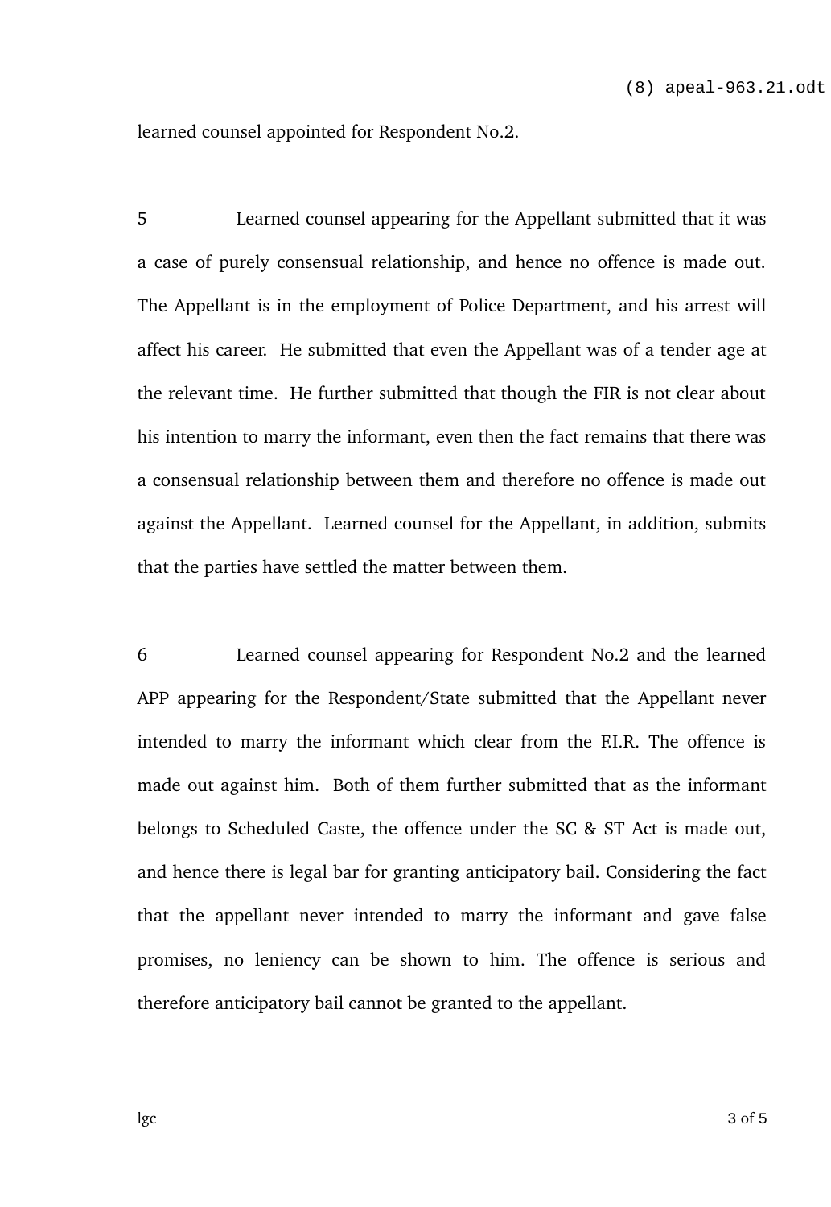learned counsel appointed for Respondent No.2.

5 Learned counsel appearing for the Appellant submitted that it was a case of purely consensual relationship, and hence no offence is made out. The Appellant is in the employment of Police Department, and his arrest will affect his career. He submitted that even the Appellant was of a tender age at the relevant time. He further submitted that though the FIR is not clear about his intention to marry the informant, even then the fact remains that there was a consensual relationship between them and therefore no offence is made out against the Appellant. Learned counsel for the Appellant, in addition, submits that the parties have settled the matter between them.

6 Learned counsel appearing for Respondent No.2 and the learned APP appearing for the Respondent/State submitted that the Appellant never intended to marry the informant which clear from the F.I.R. The offence is made out against him. Both of them further submitted that as the informant belongs to Scheduled Caste, the offence under the SC & ST Act is made out, and hence there is legal bar for granting anticipatory bail. Considering the fact that the appellant never intended to marry the informant and gave false promises, no leniency can be shown to him. The offence is serious and therefore anticipatory bail cannot be granted to the appellant.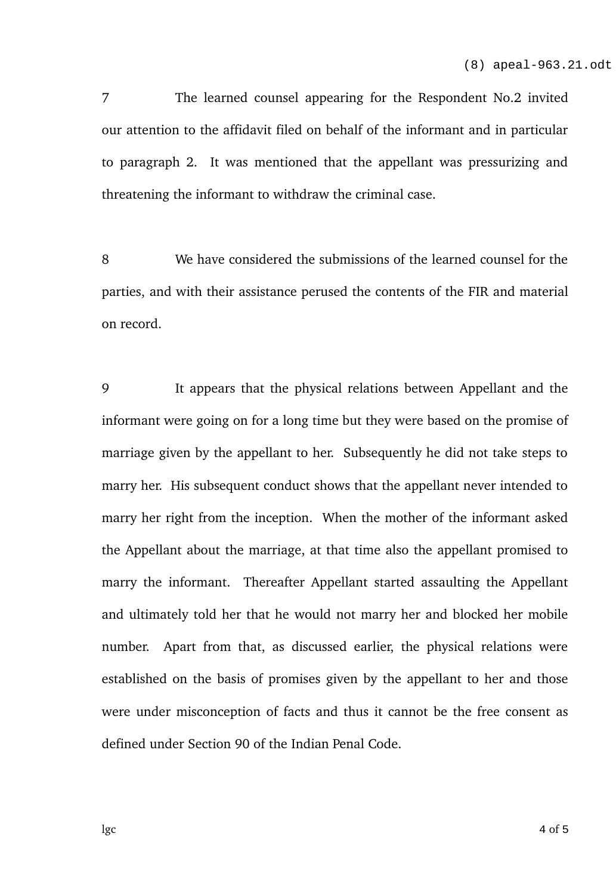7 The learned counsel appearing for the Respondent No.2 invited our attention to the affidavit filed on behalf of the informant and in particular to paragraph 2. It was mentioned that the appellant was pressurizing and threatening the informant to withdraw the criminal case.

8 We have considered the submissions of the learned counsel for the parties, and with their assistance perused the contents of the FIR and material on record.

9 It appears that the physical relations between Appellant and the informant were going on for a long time but they were based on the promise of marriage given by the appellant to her. Subsequently he did not take steps to marry her. His subsequent conduct shows that the appellant never intended to marry her right from the inception. When the mother of the informant asked the Appellant about the marriage, at that time also the appellant promised to marry the informant. Thereafter Appellant started assaulting the Appellant and ultimately told her that he would not marry her and blocked her mobile number. Apart from that, as discussed earlier, the physical relations were established on the basis of promises given by the appellant to her and those were under misconception of facts and thus it cannot be the free consent as defined under Section 90 of the Indian Penal Code.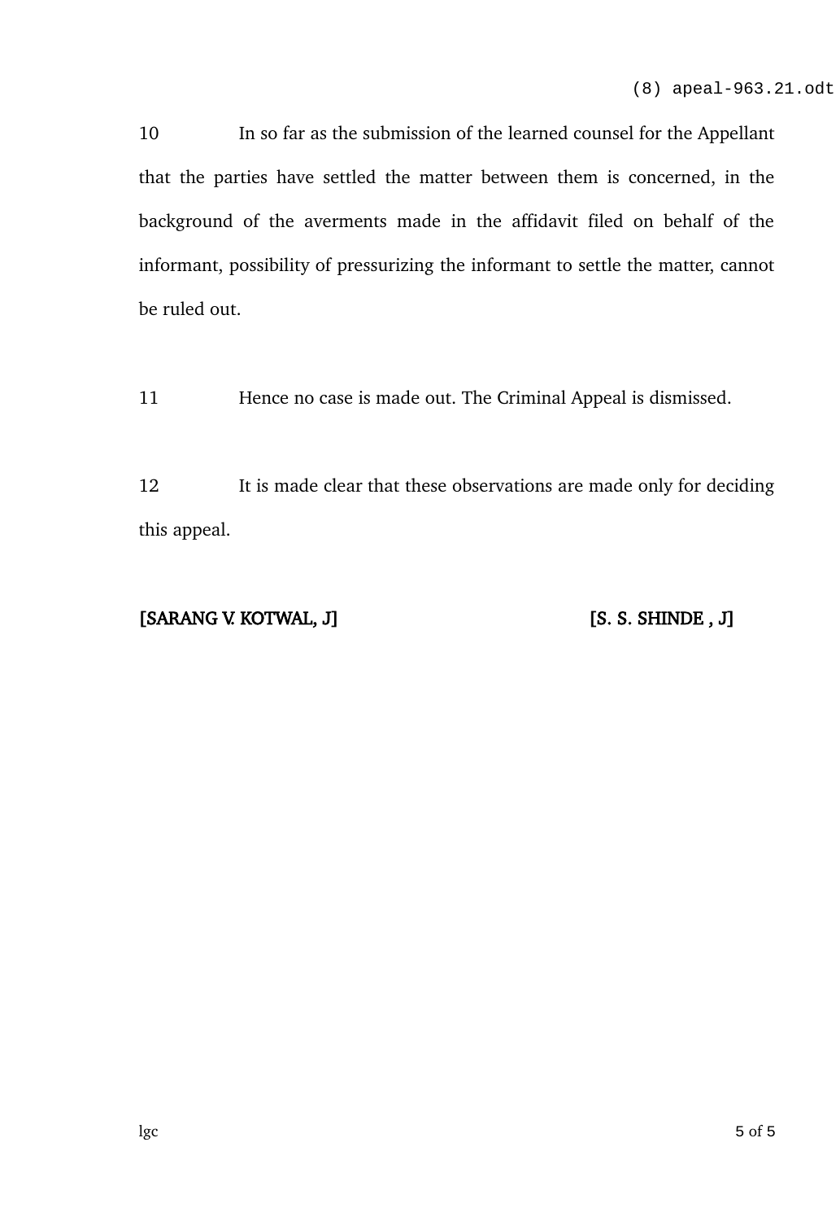10 In so far as the submission of the learned counsel for the Appellant that the parties have settled the matter between them is concerned, in the background of the averments made in the affidavit filed on behalf of the informant, possibility of pressurizing the informant to settle the matter, cannot be ruled out.

11 Hence no case is made out. The Criminal Appeal is dismissed.

12 It is made clear that these observations are made only for deciding this appeal.

[SARANG V. KOTWAL, J] [S. S. SHINDE , J]

lgc